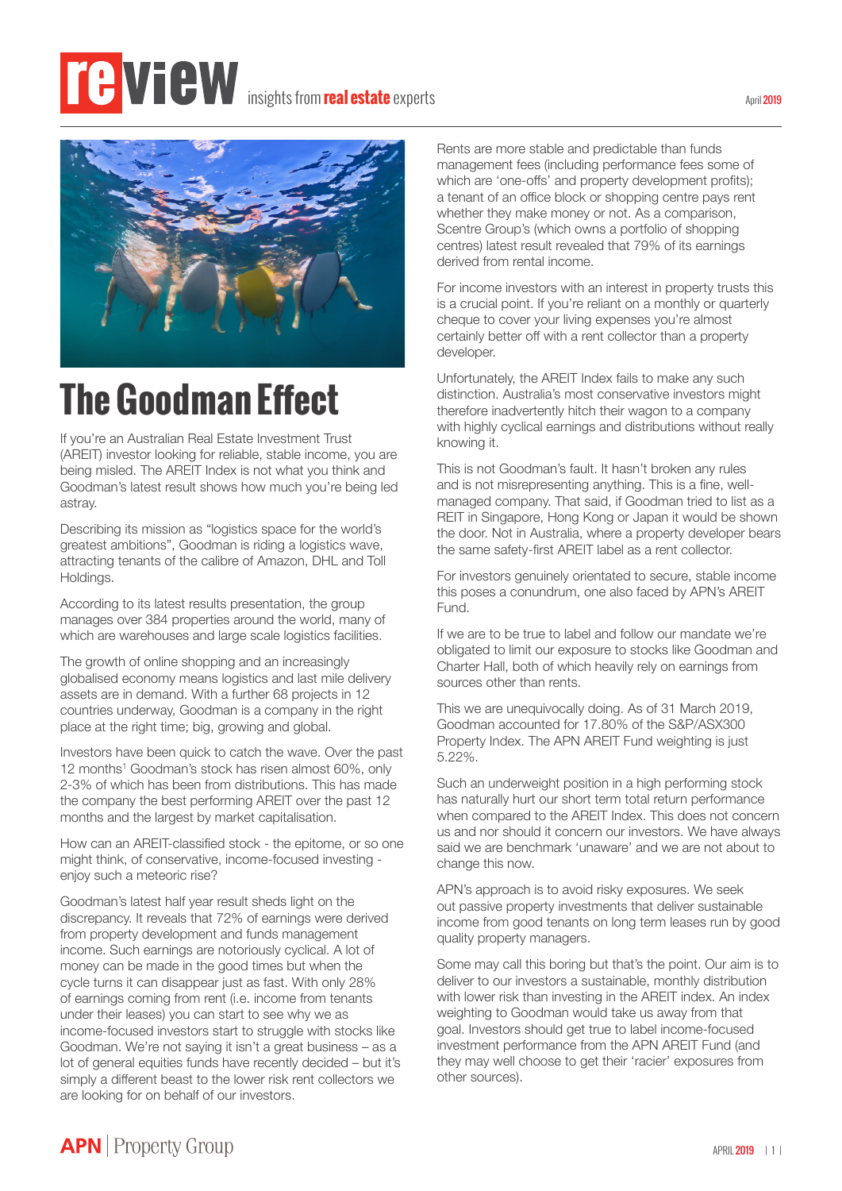# review insights from real estate experts

April 2019

## The Goodman Effect

If you're an Australian Real Estate Investment Trust (AREIT) investor looking for reliable, stable income, you are being misled. The AREIT Index is not what you think and Goodman's latest result shows how much you're being led astray.

Describing its mission as "logistics space for the world's greatest ambitions", Goodman is riding a logistics wave, attracting tenants of the calibre of Amazon, DHL and Toll Holdings.

According to its latest results presentation, the group manages over 384 properties around the world, many of which are warehouses and large scale logistics facilities.

The growth of online shopping and an increasingly globalised economy means logistics and last mile delivery assets are in demand. With a further 68 projects in 12 countries underway, Goodman is a company in the right place at the right time; big, growing and global.

Investors have been quick to catch the wave. Over the past 12 months[1] Goodman's stock has risen almost 60%, only 2-3% of which has been from distributions. This has made the company the best performing AREIT over the past 12 months and the largest by market capitalisation.

How can an AREIT-classified stock - the epitome, or so one might think, of conservative, income-focused investing - enjoy such a meteoric rise?

Goodman's latest half year result sheds light on the discrepancy. It reveals that 72% of earnings were derived from property development and funds management income. Such earnings are notoriously cyclical. A lot of money can be made in the good times but when the cycle turns it can disappear just as fast. With only 28% of earnings coming from rent (i.e. income from tenants under their leases) you can start to see why we as income-focused investors start to struggle with stocks like Goodman. We're not saying it isn't a great business – as a lot of general equities funds have recently decided – but it's simply a different beast to the lower risk rent collectors we are looking for on behalf of our investors.

Rents are more stable and predictable than funds management fees (including performance fees some of which are 'one-offs' and property development profits); a tenant of an office block or shopping centre pays rent whether they make money or not. As a comparison, Scentre Group's (which owns a portfolio of shopping centres) latest result revealed that 79% of its earnings derived from rental income.

For income investors with an interest in property trusts this is a crucial point. If you're reliant on a monthly or quarterly cheque to cover your living expenses you're almost certainly better off with a rent collector than a property developer.

Unfortunately, the AREIT Index fails to make any such distinction. Australia's most conservative investors might therefore inadvertently hitch their wagon to a company with highly cyclical earnings and distributions without really knowing it.

This is not Goodman's fault. It hasn't broken any rules and is not misrepresenting anything. This is a fine, well-managed company. That said, if Goodman tried to list as a REIT in Singapore, Hong Kong or Japan it would be shown the door. Not in Australia, where a property developer bears the same safety-first AREIT label as a rent collector.

For investors genuinely orientated to secure, stable income this poses a conundrum, one also faced by APN's AREIT Fund.

If we are to be true to label and follow our mandate we're obligated to limit our exposure to stocks like Goodman and Charter Hall, both of which heavily rely on earnings from sources other than rents.

This we are unequivocally doing. As of 31 March 2019, Goodman accounted for 17.80% of the S&P/ASX300 Property Index. The APN AREIT Fund weighting is just 5.22%.

Such an underweight position in a high performing stock has naturally hurt our short term total return performance when compared to the AREIT Index. This does not concern us and nor should it concern our investors. We have always said we are benchmark 'unaware' and we are not about to change this now.

APN's approach is to avoid risky exposures. We seek out passive property investments that deliver sustainable income from good tenants on long term leases run by good quality property managers.

Some may call this boring but that's the point. Our aim is to deliver to our investors a sustainable, monthly distribution with lower risk than investing in the AREIT index. An index weighting to Goodman would take us away from that goal. Investors should get true to label income-focused investment performance from the APN AREIT Fund (and they may well choose to get their 'racier' exposures from other sources).

APN | Property Group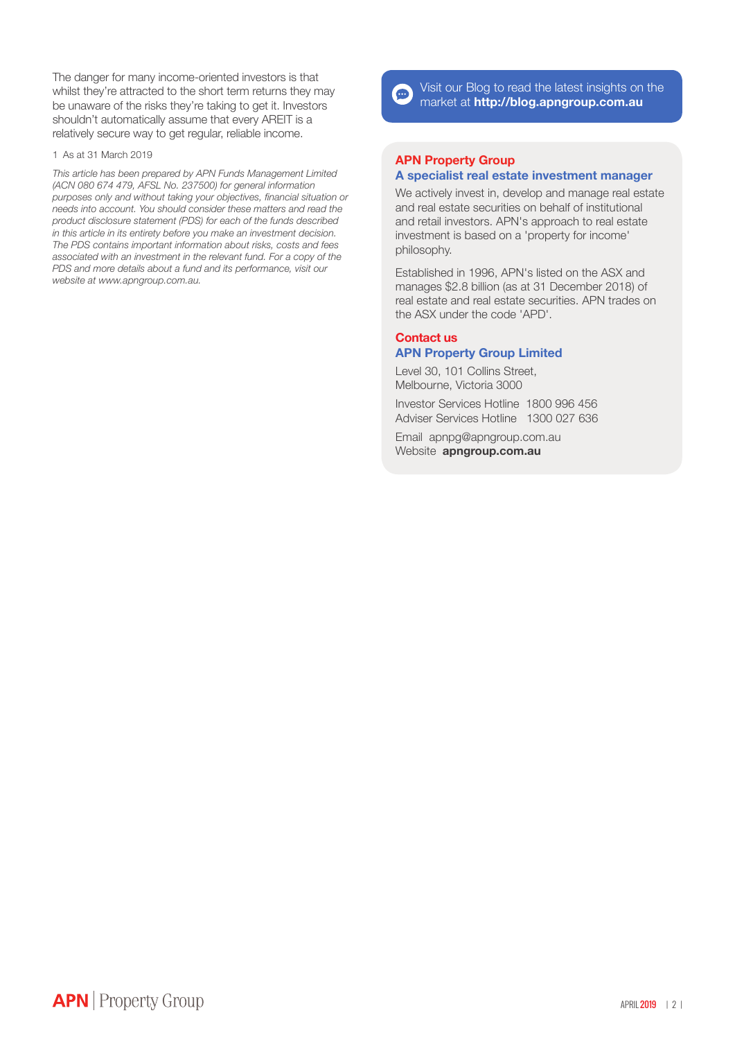The danger for many income-oriented investors is that whilst they're attracted to the short term returns they may be unaware of the risks they're taking to get it. Investors shouldn't automatically assume that every AREIT is a relatively secure way to get regular, reliable income.

1 As at 31 March 2019

*This article has been prepared by APN Funds Management Limited (ACN 080 674 479, AFSL No. 237500) for general information purposes only and without taking your objectives, financial situation or needs into account. You should consider these matters and read the product disclosure statement (PDS) for each of the funds described in this article in its entirety before you make an investment decision. The PDS contains important information about risks, costs and fees associated with an investment in the relevant fund. For a copy of the PDS and more details about a fund and its performance, visit our website at www.apngroup.com.au.*

Visit our Blog to read the latest insights on the market at **http://blog.apngroup.com.au**

## APN Property Group

### A specialist real estate investment manager

We actively invest in, develop and manage real estate and real estate securities on behalf of institutional and retail investors. APN's approach to real estate investment is based on a 'property for income' philosophy.

Established in 1996, APN's listed on the ASX and manages $2.8 billion (as at 31 December 2018) of real estate and real estate securities. APN trades on the ASX under the code 'APD'.

## Contact us

### APN Property Group Limited

Level 30, 101 Collins Street,
Melbourne, Victoria 3000

Investor Services Hotline 1800 996 456
Adviser Services Hotline 1300 027 636

Email apnpg@apngroup.com.au
Website **apngroup.com.au**